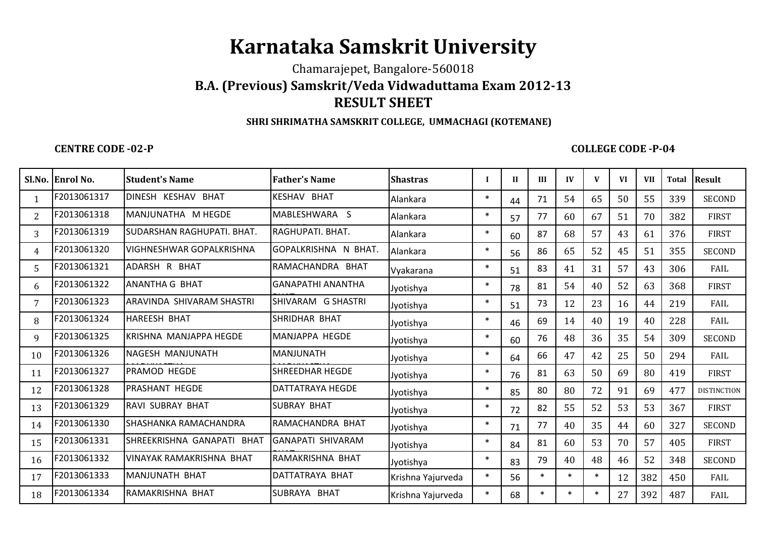# Karnataka Samskrit University

Chamarajepet, Bangalore-560018

## B.A. (Previous) Samskrit/Veda Vidwaduttama Exam 2012-13

## RESULT SHEET

**SHRI SHRIMATHA SAMSKRIT COLLEGE, UMMACHAGI (KOTEMANE)**

**CENTRE CODE -02-P** **COLLEGE CODE -P-04**

| Sl.No. | Enrol No. | Student's Name | Father's Name | Shastras | I | II | III | IV | V | VI | VII | Total | Result |
|---|---|---|---|---|---|---|---|---|---|---|---|---|---|
| 1 | F2013061317 | DINESH KESHAV BHAT | KESHAV BHAT | Alankara | * | 44 | 71 | 54 | 65 | 50 | 55 | 339 | SECOND |
| 2 | F2013061318 | MANJUNATHA M HEGDE | MABLESHWARA S | Alankara | * | 57 | 77 | 60 | 67 | 51 | 70 | 382 | FIRST |
| 3 | F2013061319 | SUDARSHAN RAGHUPATI. BHAT. | RAGHUPATI. BHAT. | Alankara | * | 60 | 87 | 68 | 57 | 43 | 61 | 376 | FIRST |
| 4 | F2013061320 | VIGHNESHWAR GOPALKRISHNA | GOPALKRISHNA N BHAT. | Alankara | * | 56 | 86 | 65 | 52 | 45 | 51 | 355 | SECOND |
| 5 | F2013061321 | ADARSH R BHAT | RAMACHANDRA BHAT | Vyakarana | * | 51 | 83 | 41 | 31 | 57 | 43 | 306 | FAIL |
| 6 | F2013061322 | ANANTHA G BHAT | GANAPATHI ANANTHA | Jyotishya | * | 78 | 81 | 54 | 40 | 52 | 63 | 368 | FIRST |
| 7 | F2013061323 | ARAVINDA SHIVARAM SHASTRI | SHIVARAM G SHASTRI | Jyotishya | * | 51 | 73 | 12 | 23 | 16 | 44 | 219 | FAIL |
| 8 | F2013061324 | HAREESH BHAT | SHRIDHAR BHAT | Jyotishya | * | 46 | 69 | 14 | 40 | 19 | 40 | 228 | FAIL |
| 9 | F2013061325 | KRISHNA MANJAPPA HEGDE | MANJAPPA HEGDE | Jyotishya | * | 60 | 76 | 48 | 36 | 35 | 54 | 309 | SECOND |
| 10 | F2013061326 | NAGESH MANJUNATH | MANJUNATH | Jyotishya | * | 64 | 66 | 47 | 42 | 25 | 50 | 294 | FAIL |
| 11 | F2013061327 | PRAMOD HEGDE | SHREEDHAR HEGDE | Jyotishya | * | 76 | 81 | 63 | 50 | 69 | 80 | 419 | FIRST |
| 12 | F2013061328 | PRASHANT HEGDE | DATTATRAYA HEGDE | Jyotishya | * | 85 | 80 | 80 | 72 | 91 | 69 | 477 | DISTINCTION |
| 13 | F2013061329 | RAVI SUBRAY BHAT | SUBRAY BHAT | Jyotishya | * | 72 | 82 | 55 | 52 | 53 | 53 | 367 | FIRST |
| 14 | F2013061330 | SHASHANKA RAMACHANDRA | RAMACHANDRA BHAT | Jyotishya | * | 71 | 77 | 40 | 35 | 44 | 60 | 327 | SECOND |
| 15 | F2013061331 | SHREEKRISHNA GANAPATI BHAT | GANAPATI SHIVARAM | Jyotishya | * | 84 | 81 | 60 | 53 | 70 | 57 | 405 | FIRST |
| 16 | F2013061332 | VINAYAK RAMAKRISHNA BHAT | RAMAKRISHNA BHAT | Jyotishya | * | 83 | 79 | 40 | 48 | 46 | 52 | 348 | SECOND |
| 17 | F2013061333 | MANJUNATH BHAT | DATTATRAYA BHAT | Krishna Yajurveda | * | 56 | * | * | * | 12 | 382 | 450 | FAIL |
| 18 | F2013061334 | RAMAKRISHNA BHAT | SUBRAYA BHAT | Krishna Yajurveda | * | 68 | * | * | * | 27 | 392 | 487 | FAIL |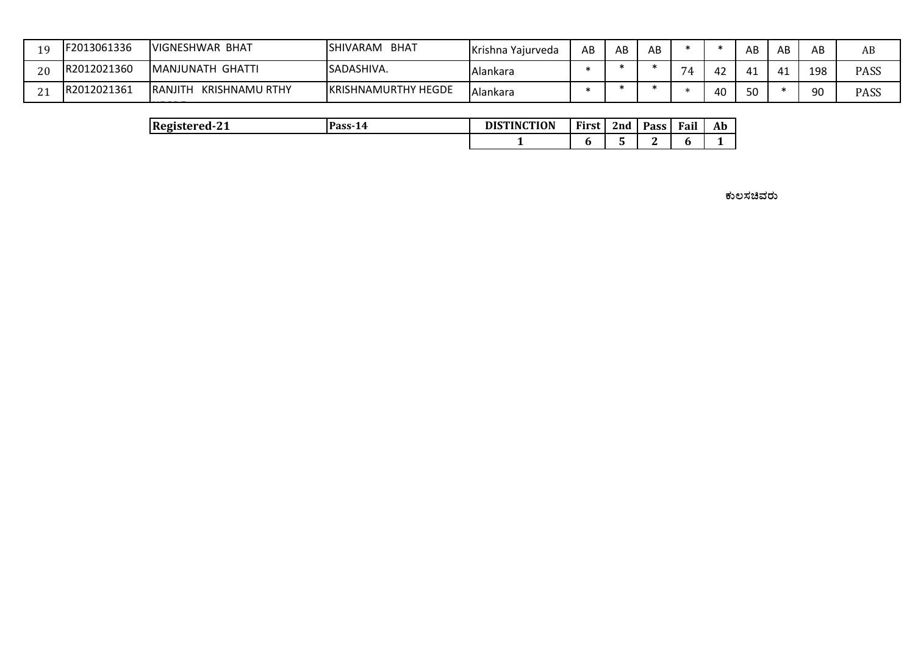| | | | | | | | | | | | | | |
|---|---|---|---|---|---|---|---|---|---|---|---|---|---|
| 19 | F2013061336 | VIGNESHWAR BHAT | SHIVARAM BHAT | Krishna Yajurveda | AB | AB | AB | * | * | AB | AB | AB | AB |
| 20 | R2012021360 | MANJUNATH GHATTI | SADASHIVA. | Alankara | * | * | * | 74 | 42 | 41 | 41 | 198 | PASS |
| 21 | R2012021361 | RANJITH KRISHNAMU RTHY | KRISHNAMURTHY HEGDE | Alankara | * | * | * | * | 40 | 50 | * | 90 | PASS |

| Registered-21 | Pass-14 | DISTINCTION | First | 2nd | Pass | Fail | Ab |
|---|---|---|---|---|---|---|---|
| | | 1 | 6 | 5 | 2 | 6 | 1 |

ಕುಲಸಚಿವರು